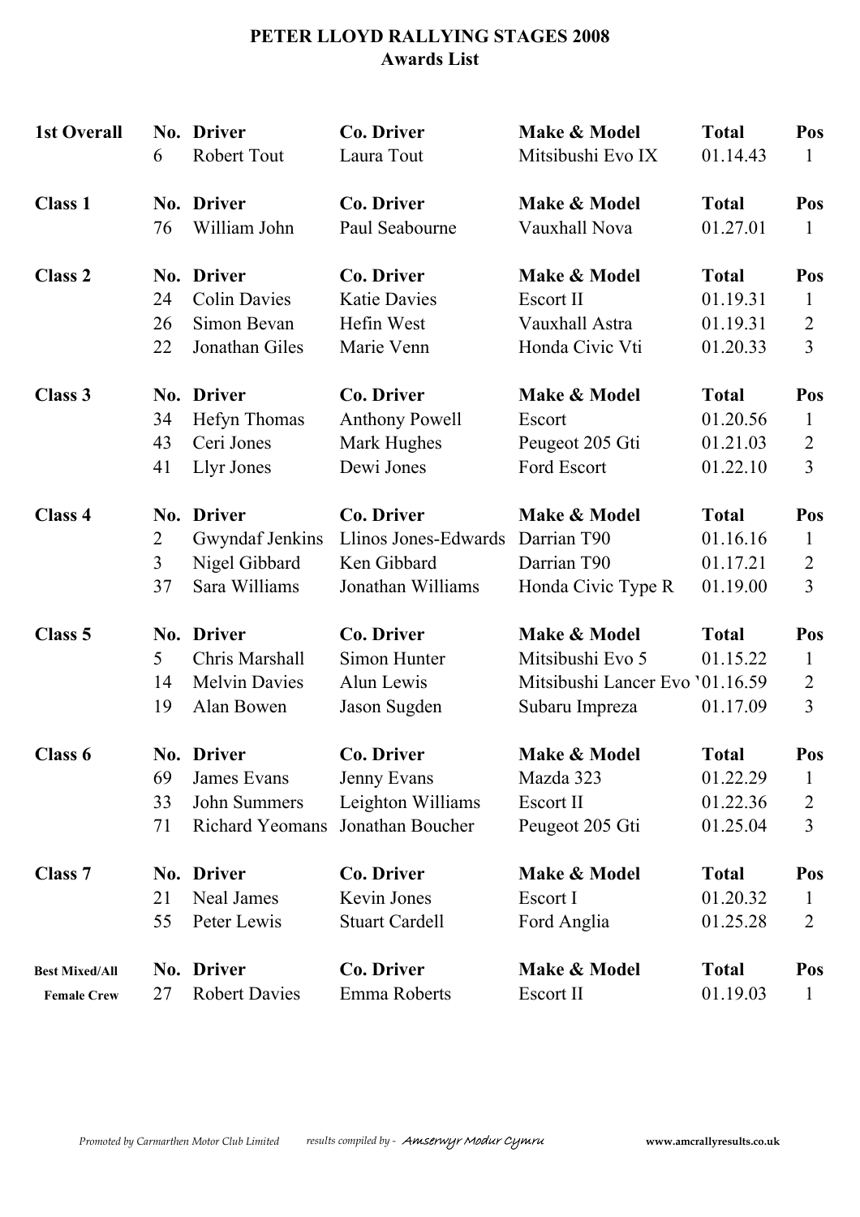# PETER LLOYD RALLYING STAGES 2008

## Awards List

| 1st Overall | No. | Driver | Co. Driver | Make & Model | Total | Pos |
|---|---|---|---|---|---|---|
| | 6 | Robert Tout | Laura Tout | Mitsibushi Evo IX | 01.14.43 | 1 |

| Class 1 | No. | Driver | Co. Driver | Make & Model | Total | Pos |
|---|---|---|---|---|---|---|
| | 76 | William John | Paul Seabourne | Vauxhall Nova | 01.27.01 | 1 |

| Class 2 | No. | Driver | Co. Driver | Make & Model | Total | Pos |
|---|---|---|---|---|---|---|
| | 24 | Colin Davies | Katie Davies | Escort II | 01.19.31 | 1 |
| | 26 | Simon Bevan | Hefin West | Vauxhall Astra | 01.19.31 | 2 |
| | 22 | Jonathan Giles | Marie Venn | Honda Civic Vti | 01.20.33 | 3 |

| Class 3 | No. | Driver | Co. Driver | Make & Model | Total | Pos |
|---|---|---|---|---|---|---|
| | 34 | Hefyn Thomas | Anthony Powell | Escort | 01.20.56 | 1 |
| | 43 | Ceri Jones | Mark Hughes | Peugeot 205 Gti | 01.21.03 | 2 |
| | 41 | Llyr Jones | Dewi Jones | Ford Escort | 01.22.10 | 3 |

| Class 4 | No. | Driver | Co. Driver | Make & Model | Total | Pos |
|---|---|---|---|---|---|---|
| | 2 | Gwyndaf Jenkins | Llinos Jones-Edwards | Darrian T90 | 01.16.16 | 1 |
| | 3 | Nigel Gibbard | Ken Gibbard | Darrian T90 | 01.17.21 | 2 |
| | 37 | Sara Williams | Jonathan Williams | Honda Civic Type R | 01.19.00 | 3 |

| Class 5 | No. | Driver | Co. Driver | Make & Model | Total | Pos |
|---|---|---|---|---|---|---|
| | 5 | Chris Marshall | Simon Hunter | Mitsibushi Evo 5 | 01.15.22 | 1 |
| | 14 | Melvin Davies | Alun Lewis | Mitsibushi Lancer Evo ' | 01.16.59 | 2 |
| | 19 | Alan Bowen | Jason Sugden | Subaru Impreza | 01.17.09 | 3 |

| Class 6 | No. | Driver | Co. Driver | Make & Model | Total | Pos |
|---|---|---|---|---|---|---|
| | 69 | James Evans | Jenny Evans | Mazda 323 | 01.22.29 | 1 |
| | 33 | John Summers | Leighton Williams | Escort II | 01.22.36 | 2 |
| | 71 | Richard Yeomans | Jonathan Boucher | Peugeot 205 Gti | 01.25.04 | 3 |

| Class 7 | No. | Driver | Co. Driver | Make & Model | Total | Pos |
|---|---|---|---|---|---|---|
| | 21 | Neal James | Kevin Jones | Escort I | 01.20.32 | 1 |
| | 55 | Peter Lewis | Stuart Cardell | Ford Anglia | 01.25.28 | 2 |

| Best Mixed/All Female Crew | No. | Driver | Co. Driver | Make & Model | Total | Pos |
|---|---|---|---|---|---|---|
| | 27 | Robert Davies | Emma Roberts | Escort II | 01.19.03 | 1 |

*Promoted by Carmarthen Motor Club Limited* *results compiled by - Amserwyr Modur Cymru* **www.amcrallyresults.co.uk**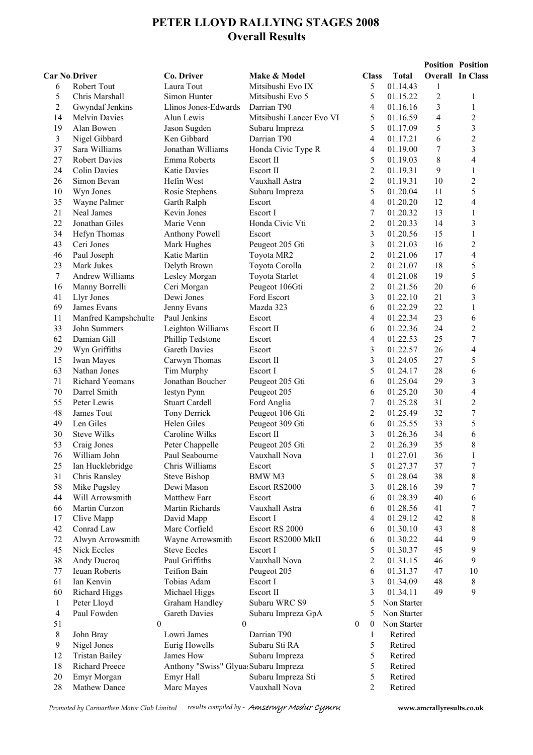# PETER LLOYD RALLYING STAGES 2008
## Overall Results

| Car No. | Driver | Co. Driver | Make & Model | Class | Total | Position Overall | Position In Class |
|---|---|---|---|---|---|---|---|
| 6 | Robert Tout | Laura Tout | Mitsibushi Evo IX | 5 | 01.14.43 | 1 | |
| 5 | Chris Marshall | Simon Hunter | Mitsibushi Evo 5 | 5 | 01.15.22 | 2 | 1 |
| 2 | Gwyndaf Jenkins | Llinos Jones-Edwards | Darrian T90 | 4 | 01.16.16 | 3 | 1 |
| 14 | Melvin Davies | Alun Lewis | Mitsibushi Lancer Evo VI | 5 | 01.16.59 | 4 | 2 |
| 19 | Alan Bowen | Jason Sugden | Subaru Impreza | 5 | 01.17.09 | 5 | 3 |
| 3 | Nigel Gibbard | Ken Gibbard | Darrian T90 | 4 | 01.17.21 | 6 | 2 |
| 37 | Sara Williams | Jonathan Williams | Honda Civic Type R | 4 | 01.19.00 | 7 | 3 |
| 27 | Robert Davies | Emma Roberts | Escort II | 5 | 01.19.03 | 8 | 4 |
| 24 | Colin Davies | Katie Davies | Escort II | 2 | 01.19.31 | 9 | 1 |
| 26 | Simon Bevan | Hefin West | Vauxhall Astra | 2 | 01.19.31 | 10 | 2 |
| 10 | Wyn Jones | Rosie Stephens | Subaru Impreza | 5 | 01.20.04 | 11 | 5 |
| 35 | Wayne Palmer | Garth Ralph | Escort | 4 | 01.20.20 | 12 | 4 |
| 21 | Neal James | Kevin Jones | Escort I | 7 | 01.20.32 | 13 | 1 |
| 22 | Jonathan Giles | Marie Venn | Honda Civic Vti | 2 | 01.20.33 | 14 | 3 |
| 34 | Hefyn Thomas | Anthony Powell | Escort | 3 | 01.20.56 | 15 | 1 |
| 43 | Ceri Jones | Mark Hughes | Peugeot 205 Gti | 3 | 01.21.03 | 16 | 2 |
| 46 | Paul Joseph | Katie Martin | Toyota MR2 | 2 | 01.21.06 | 17 | 4 |
| 23 | Mark Jukes | Delyth Brown | Toyota Corolla | 2 | 01.21.07 | 18 | 5 |
| 7 | Andrew Williams | Lesley Morgan | Toyota Starlet | 4 | 01.21.08 | 19 | 5 |
| 16 | Manny Borrelli | Ceri Morgan | Peugeot 106Gti | 2 | 01.21.56 | 20 | 6 |
| 41 | Llyr Jones | Dewi Jones | Ford Escort | 3 | 01.22.10 | 21 | 3 |
| 69 | James Evans | Jenny Evans | Mazda 323 | 6 | 01.22.29 | 22 | 1 |
| 11 | Manfred Kampshchulte | Paul Jenkins | Escort | 4 | 01.22.34 | 23 | 6 |
| 33 | John Summers | Leighton Williams | Escort II | 6 | 01.22.36 | 24 | 2 |
| 62 | Damian Gill | Phillip Tedstone | Escort | 4 | 01.22.53 | 25 | 7 |
| 29 | Wyn Griffiths | Gareth Davies | Escort | 3 | 01.22.57 | 26 | 4 |
| 15 | Iwan Mayes | Carwyn Thomas | Escort II | 3 | 01.24.05 | 27 | 5 |
| 63 | Nathan Jones | Tim Murphy | Escort I | 5 | 01.24.17 | 28 | 6 |
| 71 | Richard Yeomans | Jonathan Boucher | Peugeot 205 Gti | 6 | 01.25.04 | 29 | 3 |
| 70 | Darrel Smith | Iestyn Pynn | Peugeot 205 | 6 | 01.25.20 | 30 | 4 |
| 55 | Peter Lewis | Stuart Cardell | Ford Anglia | 7 | 01.25.28 | 31 | 2 |
| 48 | James Tout | Tony Derrick | Peugeot 106 Gti | 2 | 01.25.49 | 32 | 7 |
| 49 | Len Giles | Helen Giles | Peugeot 309 Gti | 6 | 01.25.55 | 33 | 5 |
| 30 | Steve Wilks | Caroline Wilks | Escort II | 3 | 01.26.36 | 34 | 6 |
| 53 | Craig Jones | Peter Chappelle | Peugeot 205 Gti | 2 | 01.26.39 | 35 | 8 |
| 76 | William John | Paul Seabourne | Vauxhall Nova | 1 | 01.27.01 | 36 | 1 |
| 25 | Ian Hucklebridge | Chris Williams | Escort | 5 | 01.27.37 | 37 | 7 |
| 31 | Chris Ransley | Steve Bishop | BMW M3 | 5 | 01.28.04 | 38 | 8 |
| 58 | Mike Pugsley | Dewi Mason | Escort RS2000 | 3 | 01.28.16 | 39 | 7 |
| 44 | Will Arrowsmith | Matthew Farr | Escort | 6 | 01.28.39 | 40 | 6 |
| 66 | Martin Curzon | Martin Richards | Vauxhall Astra | 6 | 01.28.56 | 41 | 7 |
| 17 | Clive Mapp | David Mapp | Escort I | 4 | 01.29.12 | 42 | 8 |
| 42 | Conrad Law | Marc Corfield | Escort RS 2000 | 6 | 01.30.10 | 43 | 8 |
| 72 | Alwyn Arrowsmith | Wayne Arrowsmith | Escort RS2000 MkII | 6 | 01.30.22 | 44 | 9 |
| 45 | Nick Eccles | Steve Eccles | Escort I | 5 | 01.30.37 | 45 | 9 |
| 38 | Andy Ducroq | Paul Griffiths | Vauxhall Nova | 2 | 01.31.15 | 46 | 9 |
| 77 | Ieuan Roberts | Teifion Bain | Peugeot 205 | 6 | 01.31.37 | 47 | 10 |
| 61 | Ian Kenvin | Tobias Adam | Escort I | 3 | 01.34.09 | 48 | 8 |
| 60 | Richard Higgs | Michael Higgs | Escort II | 3 | 01.34.11 | 49 | 9 |
| 1 | Peter Lloyd | Graham Handley | Subaru WRC S9 | 5 | Non Starter | | |
| 4 | Paul Fowden | Gareth Davies | Subaru Impreza GpA | 5 | Non Starter | | |
| 51 | 0 | 0 | 0 | 0 | Non Starter | | |
| 8 | John Bray | Lowri James | Darrian T90 | 1 | Retired | | |
| 9 | Nigel Jones | Eurig Howells | Subaru Sti RA | 5 | Retired | | |
| 12 | Tristan Bailey | James How | Subaru Impreza | 5 | Retired | | |
| 18 | Richard Preece | Anthony "Swiss" Glyua | Subaru Impreza | 5 | Retired | | |
| 20 | Emyr Morgan | Emyr Hall | Subaru Impreza Sti | 5 | Retired | | |
| 28 | Mathew Dance | Marc Mayes | Vauxhall Nova | 2 | Retired | | |

*Promoted by Carmarthen Motor Club Limited* *results compiled by - Amserwyr Modur Cymru* **www.amcrallyresults.co.uk**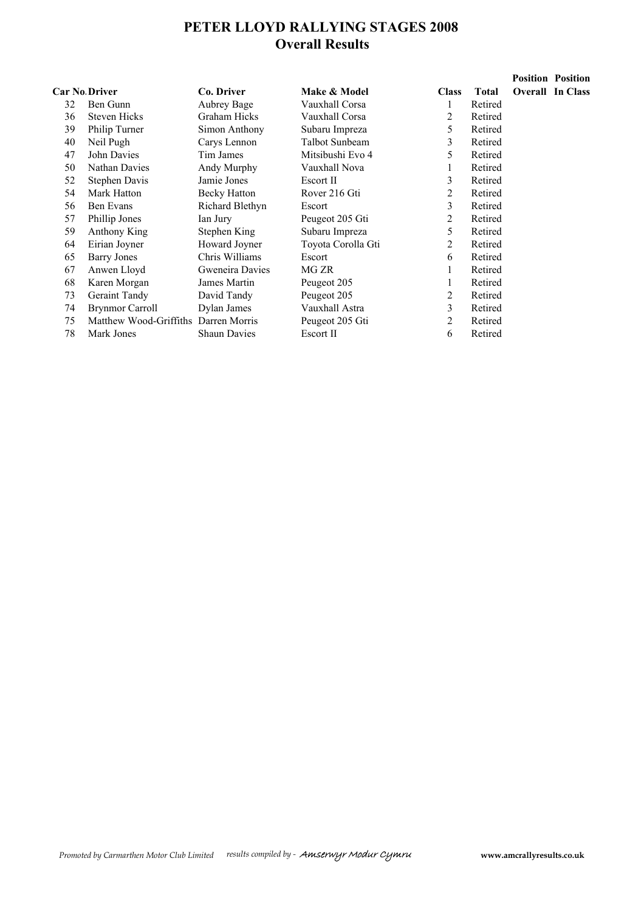# PETER LLOYD RALLYING STAGES 2008
## Overall Results

| Car No. | Driver | Co. Driver | Make & Model | Class | Total | Position Overall | Position In Class |
|---|---|---|---|---|---|---|---|
| 32 | Ben Gunn | Aubrey Bage | Vauxhall Corsa | 1 | Retired | | |
| 36 | Steven Hicks | Graham Hicks | Vauxhall Corsa | 2 | Retired | | |
| 39 | Philip Turner | Simon Anthony | Subaru Impreza | 5 | Retired | | |
| 40 | Neil Pugh | Carys Lennon | Talbot Sunbeam | 3 | Retired | | |
| 47 | John Davies | Tim James | Mitsibushi Evo 4 | 5 | Retired | | |
| 50 | Nathan Davies | Andy Murphy | Vauxhall Nova | 1 | Retired | | |
| 52 | Stephen Davis | Jamie Jones | Escort II | 3 | Retired | | |
| 54 | Mark Hatton | Becky Hatton | Rover 216 Gti | 2 | Retired | | |
| 56 | Ben Evans | Richard Blethyn | Escort | 3 | Retired | | |
| 57 | Phillip Jones | Ian Jury | Peugeot 205 Gti | 2 | Retired | | |
| 59 | Anthony King | Stephen King | Subaru Impreza | 5 | Retired | | |
| 64 | Eirian Joyner | Howard Joyner | Toyota Corolla Gti | 2 | Retired | | |
| 65 | Barry Jones | Chris Williams | Escort | 6 | Retired | | |
| 67 | Anwen Lloyd | Gweneira Davies | MG ZR | 1 | Retired | | |
| 68 | Karen Morgan | James Martin | Peugeot 205 | 1 | Retired | | |
| 73 | Geraint Tandy | David Tandy | Peugeot 205 | 2 | Retired | | |
| 74 | Brynmor Carroll | Dylan James | Vauxhall Astra | 3 | Retired | | |
| 75 | Matthew Wood-Griffiths | Darren Morris | Peugeot 205 Gti | 2 | Retired | | |
| 78 | Mark Jones | Shaun Davies | Escort II | 6 | Retired | | |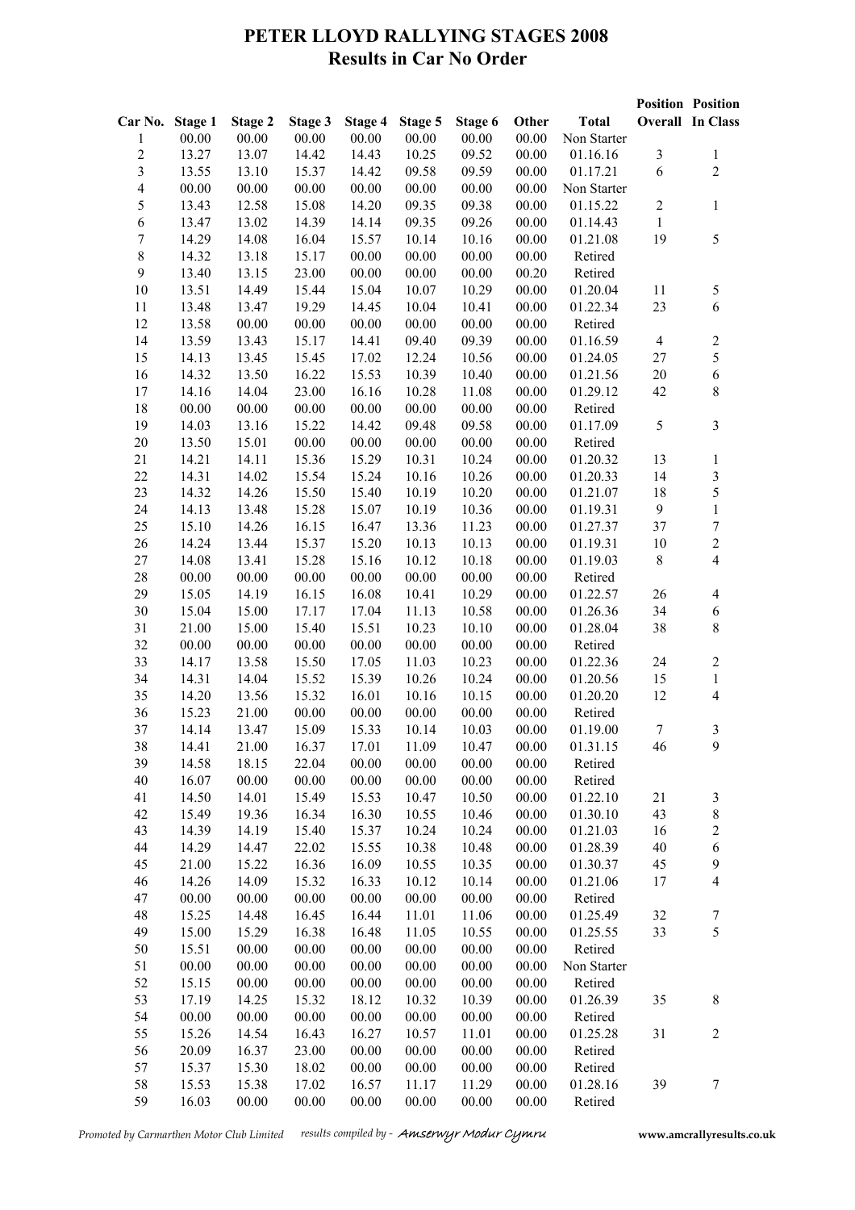# PETER LLOYD RALLYING STAGES 2008

## Results in Car No Order

| Car No. | Stage 1 | Stage 2 | Stage 3 | Stage 4 | Stage 5 | Stage 6 | Other | Total | Position Overall | Position In Class |
|---|---|---|---|---|---|---|---|---|---|---|
| 1 | 00.00 | 00.00 | 00.00 | 00.00 | 00.00 | 00.00 | 00.00 | Non Starter | | |
| 2 | 13.27 | 13.07 | 14.42 | 14.43 | 10.25 | 09.52 | 00.00 | 01.16.16 | 3 | 1 |
| 3 | 13.55 | 13.10 | 15.37 | 14.42 | 09.58 | 09.59 | 00.00 | 01.17.21 | 6 | 2 |
| 4 | 00.00 | 00.00 | 00.00 | 00.00 | 00.00 | 00.00 | 00.00 | Non Starter | | |
| 5 | 13.43 | 12.58 | 15.08 | 14.20 | 09.35 | 09.38 | 00.00 | 01.15.22 | 2 | 1 |
| 6 | 13.47 | 13.02 | 14.39 | 14.14 | 09.35 | 09.26 | 00.00 | 01.14.43 | 1 | |
| 7 | 14.29 | 14.08 | 16.04 | 15.57 | 10.14 | 10.16 | 00.00 | 01.21.08 | 19 | 5 |
| 8 | 14.32 | 13.18 | 15.17 | 00.00 | 00.00 | 00.00 | 00.00 | Retired | | |
| 9 | 13.40 | 13.15 | 23.00 | 00.00 | 00.00 | 00.00 | 00.20 | Retired | | |
| 10 | 13.51 | 14.49 | 15.44 | 15.04 | 10.07 | 10.29 | 00.00 | 01.20.04 | 11 | 5 |
| 11 | 13.48 | 13.47 | 19.29 | 14.45 | 10.04 | 10.41 | 00.00 | 01.22.34 | 23 | 6 |
| 12 | 13.58 | 00.00 | 00.00 | 00.00 | 00.00 | 00.00 | 00.00 | Retired | | |
| 14 | 13.59 | 13.43 | 15.17 | 14.41 | 09.40 | 09.39 | 00.00 | 01.16.59 | 4 | 2 |
| 15 | 14.13 | 13.45 | 15.45 | 17.02 | 12.24 | 10.56 | 00.00 | 01.24.05 | 27 | 5 |
| 16 | 14.32 | 13.50 | 16.22 | 15.53 | 10.39 | 10.40 | 00.00 | 01.21.56 | 20 | 6 |
| 17 | 14.16 | 14.04 | 23.00 | 16.16 | 10.28 | 11.08 | 00.00 | 01.29.12 | 42 | 8 |
| 18 | 00.00 | 00.00 | 00.00 | 00.00 | 00.00 | 00.00 | 00.00 | Retired | | |
| 19 | 14.03 | 13.16 | 15.22 | 14.42 | 09.48 | 09.58 | 00.00 | 01.17.09 | 5 | 3 |
| 20 | 13.50 | 15.01 | 00.00 | 00.00 | 00.00 | 00.00 | 00.00 | Retired | | |
| 21 | 14.21 | 14.11 | 15.36 | 15.29 | 10.31 | 10.24 | 00.00 | 01.20.32 | 13 | 1 |
| 22 | 14.31 | 14.02 | 15.54 | 15.24 | 10.16 | 10.26 | 00.00 | 01.20.33 | 14 | 3 |
| 23 | 14.32 | 14.26 | 15.50 | 15.40 | 10.19 | 10.20 | 00.00 | 01.21.07 | 18 | 5 |
| 24 | 14.13 | 13.48 | 15.28 | 15.07 | 10.19 | 10.36 | 00.00 | 01.19.31 | 9 | 1 |
| 25 | 15.10 | 14.26 | 16.15 | 16.47 | 13.36 | 11.23 | 00.00 | 01.27.37 | 37 | 7 |
| 26 | 14.24 | 13.44 | 15.37 | 15.20 | 10.13 | 10.13 | 00.00 | 01.19.31 | 10 | 2 |
| 27 | 14.08 | 13.41 | 15.28 | 15.16 | 10.12 | 10.18 | 00.00 | 01.19.03 | 8 | 4 |
| 28 | 00.00 | 00.00 | 00.00 | 00.00 | 00.00 | 00.00 | 00.00 | Retired | | |
| 29 | 15.05 | 14.19 | 16.15 | 16.08 | 10.41 | 10.29 | 00.00 | 01.22.57 | 26 | 4 |
| 30 | 15.04 | 15.00 | 17.17 | 17.04 | 11.13 | 10.58 | 00.00 | 01.26.36 | 34 | 6 |
| 31 | 21.00 | 15.00 | 15.40 | 15.51 | 10.23 | 10.10 | 00.00 | 01.28.04 | 38 | 8 |
| 32 | 00.00 | 00.00 | 00.00 | 00.00 | 00.00 | 00.00 | 00.00 | Retired | | |
| 33 | 14.17 | 13.58 | 15.50 | 17.05 | 11.03 | 10.23 | 00.00 | 01.22.36 | 24 | 2 |
| 34 | 14.31 | 14.04 | 15.52 | 15.39 | 10.26 | 10.24 | 00.00 | 01.20.56 | 15 | 1 |
| 35 | 14.20 | 13.56 | 15.32 | 16.01 | 10.16 | 10.15 | 00.00 | 01.20.20 | 12 | 4 |
| 36 | 15.23 | 21.00 | 00.00 | 00.00 | 00.00 | 00.00 | 00.00 | Retired | | |
| 37 | 14.14 | 13.47 | 15.09 | 15.33 | 10.14 | 10.03 | 00.00 | 01.19.00 | 7 | 3 |
| 38 | 14.41 | 21.00 | 16.37 | 17.01 | 11.09 | 10.47 | 00.00 | 01.31.15 | 46 | 9 |
| 39 | 14.58 | 18.15 | 22.04 | 00.00 | 00.00 | 00.00 | 00.00 | Retired | | |
| 40 | 16.07 | 00.00 | 00.00 | 00.00 | 00.00 | 00.00 | 00.00 | Retired | | |
| 41 | 14.50 | 14.01 | 15.49 | 15.53 | 10.47 | 10.50 | 00.00 | 01.22.10 | 21 | 3 |
| 42 | 15.49 | 19.36 | 16.34 | 16.30 | 10.55 | 10.46 | 00.00 | 01.30.10 | 43 | 8 |
| 43 | 14.39 | 14.19 | 15.40 | 15.37 | 10.24 | 10.24 | 00.00 | 01.21.03 | 16 | 2 |
| 44 | 14.29 | 14.47 | 22.02 | 15.55 | 10.38 | 10.48 | 00.00 | 01.28.39 | 40 | 6 |
| 45 | 21.00 | 15.22 | 16.36 | 16.09 | 10.55 | 10.35 | 00.00 | 01.30.37 | 45 | 9 |
| 46 | 14.26 | 14.09 | 15.32 | 16.33 | 10.12 | 10.14 | 00.00 | 01.21.06 | 17 | 4 |
| 47 | 00.00 | 00.00 | 00.00 | 00.00 | 00.00 | 00.00 | 00.00 | Retired | | |
| 48 | 15.25 | 14.48 | 16.45 | 16.44 | 11.01 | 11.06 | 00.00 | 01.25.49 | 32 | 7 |
| 49 | 15.00 | 15.29 | 16.38 | 16.48 | 11.05 | 10.55 | 00.00 | 01.25.55 | 33 | 5 |
| 50 | 15.51 | 00.00 | 00.00 | 00.00 | 00.00 | 00.00 | 00.00 | Retired | | |
| 51 | 00.00 | 00.00 | 00.00 | 00.00 | 00.00 | 00.00 | 00.00 | Non Starter | | |
| 52 | 15.15 | 00.00 | 00.00 | 00.00 | 00.00 | 00.00 | 00.00 | Retired | | |
| 53 | 17.19 | 14.25 | 15.32 | 18.12 | 10.32 | 10.39 | 00.00 | 01.26.39 | 35 | 8 |
| 54 | 00.00 | 00.00 | 00.00 | 00.00 | 00.00 | 00.00 | 00.00 | Retired | | |
| 55 | 15.26 | 14.54 | 16.43 | 16.27 | 10.57 | 11.01 | 00.00 | 01.25.28 | 31 | 2 |
| 56 | 20.09 | 16.37 | 23.00 | 00.00 | 00.00 | 00.00 | 00.00 | Retired | | |
| 57 | 15.37 | 15.30 | 18.02 | 00.00 | 00.00 | 00.00 | 00.00 | Retired | | |
| 58 | 15.53 | 15.38 | 17.02 | 16.57 | 11.17 | 11.29 | 00.00 | 01.28.16 | 39 | 7 |
| 59 | 16.03 | 00.00 | 00.00 | 00.00 | 00.00 | 00.00 | 00.00 | Retired | | |

*Promoted by Carmarthen Motor Club Limited* *results compiled by - Amserwyr Modur Cymru* **www.amcrallyresults.co.uk**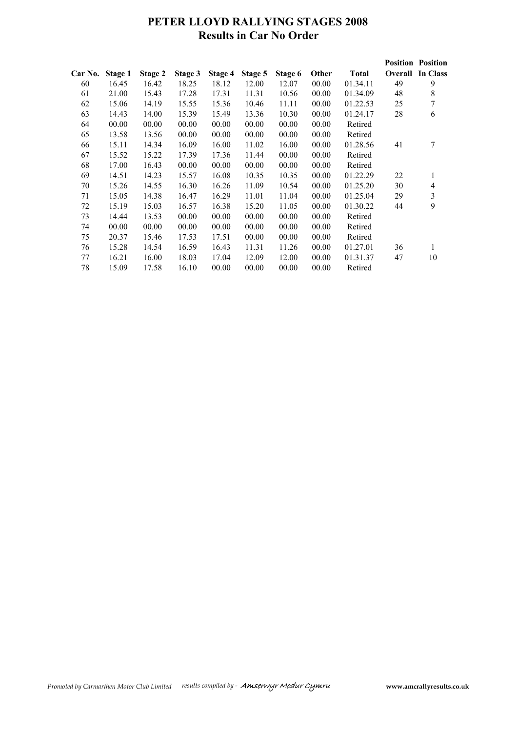# PETER LLOYD RALLYING STAGES 2008
## Results in Car No Order

| Car No. | Stage 1 | Stage 2 | Stage 3 | Stage 4 | Stage 5 | Stage 6 | Other | Total | Position Overall | Position In Class |
|---|---|---|---|---|---|---|---|---|---|---|
| 60 | 16.45 | 16.42 | 18.25 | 18.12 | 12.00 | 12.07 | 00.00 | 01.34.11 | 49 | 9 |
| 61 | 21.00 | 15.43 | 17.28 | 17.31 | 11.31 | 10.56 | 00.00 | 01.34.09 | 48 | 8 |
| 62 | 15.06 | 14.19 | 15.55 | 15.36 | 10.46 | 11.11 | 00.00 | 01.22.53 | 25 | 7 |
| 63 | 14.43 | 14.00 | 15.39 | 15.49 | 13.36 | 10.30 | 00.00 | 01.24.17 | 28 | 6 |
| 64 | 00.00 | 00.00 | 00.00 | 00.00 | 00.00 | 00.00 | 00.00 | Retired | | |
| 65 | 13.58 | 13.56 | 00.00 | 00.00 | 00.00 | 00.00 | 00.00 | Retired | | |
| 66 | 15.11 | 14.34 | 16.09 | 16.00 | 11.02 | 16.00 | 00.00 | 01.28.56 | 41 | 7 |
| 67 | 15.52 | 15.22 | 17.39 | 17.36 | 11.44 | 00.00 | 00.00 | Retired | | |
| 68 | 17.00 | 16.43 | 00.00 | 00.00 | 00.00 | 00.00 | 00.00 | Retired | | |
| 69 | 14.51 | 14.23 | 15.57 | 16.08 | 10.35 | 10.35 | 00.00 | 01.22.29 | 22 | 1 |
| 70 | 15.26 | 14.55 | 16.30 | 16.26 | 11.09 | 10.54 | 00.00 | 01.25.20 | 30 | 4 |
| 71 | 15.05 | 14.38 | 16.47 | 16.29 | 11.01 | 11.04 | 00.00 | 01.25.04 | 29 | 3 |
| 72 | 15.19 | 15.03 | 16.57 | 16.38 | 15.20 | 11.05 | 00.00 | 01.30.22 | 44 | 9 |
| 73 | 14.44 | 13.53 | 00.00 | 00.00 | 00.00 | 00.00 | 00.00 | Retired | | |
| 74 | 00.00 | 00.00 | 00.00 | 00.00 | 00.00 | 00.00 | 00.00 | Retired | | |
| 75 | 20.37 | 15.46 | 17.53 | 17.51 | 00.00 | 00.00 | 00.00 | Retired | | |
| 76 | 15.28 | 14.54 | 16.59 | 16.43 | 11.31 | 11.26 | 00.00 | 01.27.01 | 36 | 1 |
| 77 | 16.21 | 16.00 | 18.03 | 17.04 | 12.09 | 12.00 | 00.00 | 01.31.37 | 47 | 10 |
| 78 | 15.09 | 17.58 | 16.10 | 00.00 | 00.00 | 00.00 | 00.00 | Retired | | |

*Promoted by Carmarthen Motor Club Limited* *results compiled by -* Amserwyr Modur Cymru **www.amcrallyresults.co.uk**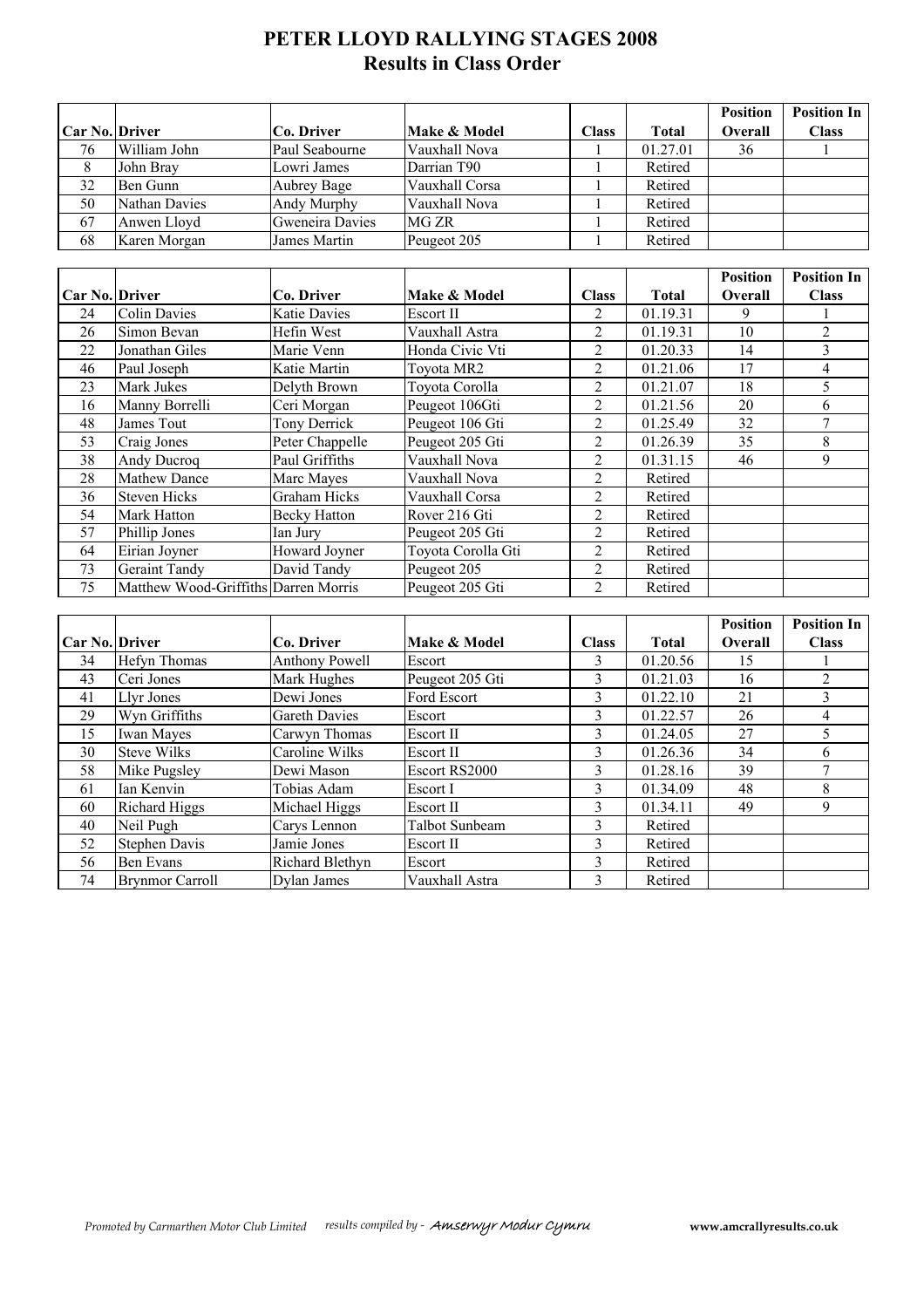# PETER LLOYD RALLYING STAGES 2008
## Results in Class Order

| Car No. | Driver | Co. Driver | Make & Model | Class | Total | Position Overall | Position In Class |
|---|---|---|---|---|---|---|---|
| 76 | William John | Paul Seabourne | Vauxhall Nova | 1 | 01.27.01 | 36 | 1 |
| 8 | John Bray | Lowri James | Darrian T90 | 1 | Retired | | |
| 32 | Ben Gunn | Aubrey Bage | Vauxhall Corsa | 1 | Retired | | |
| 50 | Nathan Davies | Andy Murphy | Vauxhall Nova | 1 | Retired | | |
| 67 | Anwen Lloyd | Gweneira Davies | MG ZR | 1 | Retired | | |
| 68 | Karen Morgan | James Martin | Peugeot 205 | 1 | Retired | | |

| Car No. | Driver | Co. Driver | Make & Model | Class | Total | Position Overall | Position In Class |
|---|---|---|---|---|---|---|---|
| 24 | Colin Davies | Katie Davies | Escort II | 2 | 01.19.31 | 9 | 1 |
| 26 | Simon Bevan | Hefin West | Vauxhall Astra | 2 | 01.19.31 | 10 | 2 |
| 22 | Jonathan Giles | Marie Venn | Honda Civic Vti | 2 | 01.20.33 | 14 | 3 |
| 46 | Paul Joseph | Katie Martin | Toyota MR2 | 2 | 01.21.06 | 17 | 4 |
| 23 | Mark Jukes | Delyth Brown | Toyota Corolla | 2 | 01.21.07 | 18 | 5 |
| 16 | Manny Borrelli | Ceri Morgan | Peugeot 106Gti | 2 | 01.21.56 | 20 | 6 |
| 48 | James Tout | Tony Derrick | Peugeot 106 Gti | 2 | 01.25.49 | 32 | 7 |
| 53 | Craig Jones | Peter Chappelle | Peugeot 205 Gti | 2 | 01.26.39 | 35 | 8 |
| 38 | Andy Ducroq | Paul Griffiths | Vauxhall Nova | 2 | 01.31.15 | 46 | 9 |
| 28 | Mathew Dance | Marc Mayes | Vauxhall Nova | 2 | Retired | | |
| 36 | Steven Hicks | Graham Hicks | Vauxhall Corsa | 2 | Retired | | |
| 54 | Mark Hatton | Becky Hatton | Rover 216 Gti | 2 | Retired | | |
| 57 | Phillip Jones | Ian Jury | Peugeot 205 Gti | 2 | Retired | | |
| 64 | Eirian Joyner | Howard Joyner | Toyota Corolla Gti | 2 | Retired | | |
| 73 | Geraint Tandy | David Tandy | Peugeot 205 | 2 | Retired | | |
| 75 | Matthew Wood-Griffiths | Darren Morris | Peugeot 205 Gti | 2 | Retired | | |

| Car No. | Driver | Co. Driver | Make & Model | Class | Total | Position Overall | Position In Class |
|---|---|---|---|---|---|---|---|
| 34 | Hefyn Thomas | Anthony Powell | Escort | 3 | 01.20.56 | 15 | 1 |
| 43 | Ceri Jones | Mark Hughes | Peugeot 205 Gti | 3 | 01.21.03 | 16 | 2 |
| 41 | Llyr Jones | Dewi Jones | Ford Escort | 3 | 01.22.10 | 21 | 3 |
| 29 | Wyn Griffiths | Gareth Davies | Escort | 3 | 01.22.57 | 26 | 4 |
| 15 | Iwan Mayes | Carwyn Thomas | Escort II | 3 | 01.24.05 | 27 | 5 |
| 30 | Steve Wilks | Caroline Wilks | Escort II | 3 | 01.26.36 | 34 | 6 |
| 58 | Mike Pugsley | Dewi Mason | Escort RS2000 | 3 | 01.28.16 | 39 | 7 |
| 61 | Ian Kenvin | Tobias Adam | Escort I | 3 | 01.34.09 | 48 | 8 |
| 60 | Richard Higgs | Michael Higgs | Escort II | 3 | 01.34.11 | 49 | 9 |
| 40 | Neil Pugh | Carys Lennon | Talbot Sunbeam | 3 | Retired | | |
| 52 | Stephen Davis | Jamie Jones | Escort II | 3 | Retired | | |
| 56 | Ben Evans | Richard Blethyn | Escort | 3 | Retired | | |
| 74 | Brynmor Carroll | Dylan James | Vauxhall Astra | 3 | Retired | | |

*Promoted by Carmarthen Motor Club Limited* *results compiled by - Amserwyr Modur Cymru* **www.amcrallyresults.co.uk**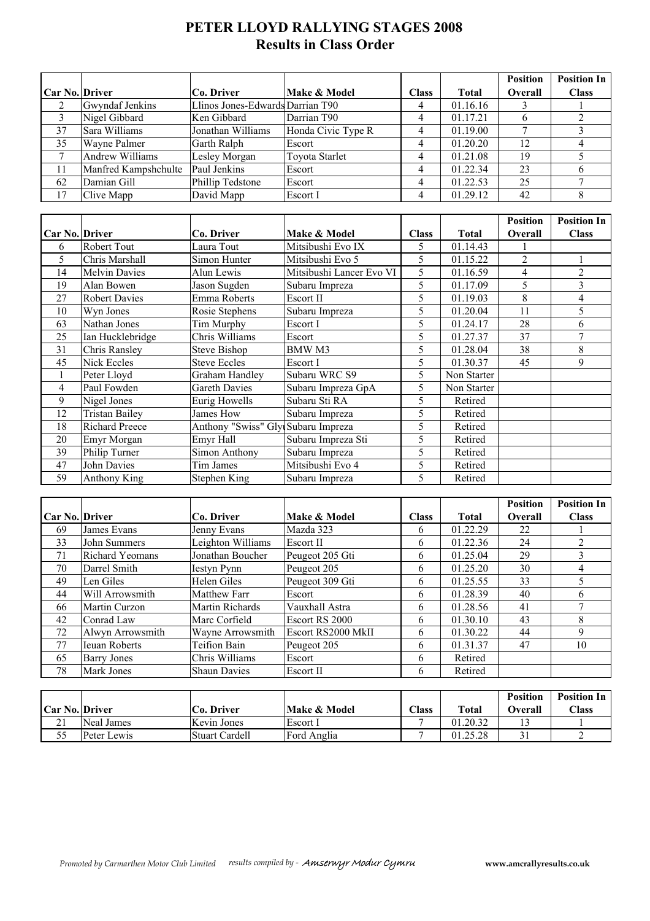# PETER LLOYD RALLYING STAGES 2008
## Results in Class Order

| Car No. | Driver | Co. Driver | Make & Model | Class | Total | Position Overall | Position In Class |
|---|---|---|---|---|---|---|---|
| 2 | Gwyndaf Jenkins | Llinos Jones-Edwards | Darrian T90 | 4 | 01.16.16 | 3 | 1 |
| 3 | Nigel Gibbard | Ken Gibbard | Darrian T90 | 4 | 01.17.21 | 6 | 2 |
| 37 | Sara Williams | Jonathan Williams | Honda Civic Type R | 4 | 01.19.00 | 7 | 3 |
| 35 | Wayne Palmer | Garth Ralph | Escort | 4 | 01.20.20 | 12 | 4 |
| 7 | Andrew Williams | Lesley Morgan | Toyota Starlet | 4 | 01.21.08 | 19 | 5 |
| 11 | Manfred Kampshchulte | Paul Jenkins | Escort | 4 | 01.22.34 | 23 | 6 |
| 62 | Damian Gill | Phillip Tedstone | Escort | 4 | 01.22.53 | 25 | 7 |
| 17 | Clive Mapp | David Mapp | Escort I | 4 | 01.29.12 | 42 | 8 |

| Car No. | Driver | Co. Driver | Make & Model | Class | Total | Position Overall | Position In Class |
|---|---|---|---|---|---|---|---|
| 6 | Robert Tout | Laura Tout | Mitsibushi Evo IX | 5 | 01.14.43 | 1 | |
| 5 | Chris Marshall | Simon Hunter | Mitsibushi Evo 5 | 5 | 01.15.22 | 2 | 1 |
| 14 | Melvin Davies | Alun Lewis | Mitsibushi Lancer Evo VI | 5 | 01.16.59 | 4 | 2 |
| 19 | Alan Bowen | Jason Sugden | Subaru Impreza | 5 | 01.17.09 | 5 | 3 |
| 27 | Robert Davies | Emma Roberts | Escort II | 5 | 01.19.03 | 8 | 4 |
| 10 | Wyn Jones | Rosie Stephens | Subaru Impreza | 5 | 01.20.04 | 11 | 5 |
| 63 | Nathan Jones | Tim Murphy | Escort I | 5 | 01.24.17 | 28 | 6 |
| 25 | Ian Hucklebridge | Chris Williams | Escort | 5 | 01.27.37 | 37 | 7 |
| 31 | Chris Ransley | Steve Bishop | BMW M3 | 5 | 01.28.04 | 38 | 8 |
| 45 | Nick Eccles | Steve Eccles | Escort I | 5 | 01.30.37 | 45 | 9 |
| 1 | Peter Lloyd | Graham Handley | Subaru WRC S9 | 5 | Non Starter | | |
| 4 | Paul Fowden | Gareth Davies | Subaru Impreza GpA | 5 | Non Starter | | |
| 9 | Nigel Jones | Eurig Howells | Subaru Sti RA | 5 | Retired | | |
| 12 | Tristan Bailey | James How | Subaru Impreza | 5 | Retired | | |
| 18 | Richard Preece | Anthony "Swiss" Gly | Subaru Impreza | 5 | Retired | | |
| 20 | Emyr Morgan | Emyr Hall | Subaru Impreza Sti | 5 | Retired | | |
| 39 | Philip Turner | Simon Anthony | Subaru Impreza | 5 | Retired | | |
| 47 | John Davies | Tim James | Mitsibushi Evo 4 | 5 | Retired | | |
| 59 | Anthony King | Stephen King | Subaru Impreza | 5 | Retired | | |

| Car No. | Driver | Co. Driver | Make & Model | Class | Total | Position Overall | Position In Class |
|---|---|---|---|---|---|---|---|
| 69 | James Evans | Jenny Evans | Mazda 323 | 6 | 01.22.29 | 22 | 1 |
| 33 | John Summers | Leighton Williams | Escort II | 6 | 01.22.36 | 24 | 2 |
| 71 | Richard Yeomans | Jonathan Boucher | Peugeot 205 Gti | 6 | 01.25.04 | 29 | 3 |
| 70 | Darrel Smith | Iestyn Pynn | Peugeot 205 | 6 | 01.25.20 | 30 | 4 |
| 49 | Len Giles | Helen Giles | Peugeot 309 Gti | 6 | 01.25.55 | 33 | 5 |
| 44 | Will Arrowsmith | Matthew Farr | Escort | 6 | 01.28.39 | 40 | 6 |
| 66 | Martin Curzon | Martin Richards | Vauxhall Astra | 6 | 01.28.56 | 41 | 7 |
| 42 | Conrad Law | Marc Corfield | Escort RS 2000 | 6 | 01.30.10 | 43 | 8 |
| 72 | Alwyn Arrowsmith | Wayne Arrowsmith | Escort RS2000 MkII | 6 | 01.30.22 | 44 | 9 |
| 77 | Ieuan Roberts | Teifion Bain | Peugeot 205 | 6 | 01.31.37 | 47 | 10 |
| 65 | Barry Jones | Chris Williams | Escort | 6 | Retired | | |
| 78 | Mark Jones | Shaun Davies | Escort II | 6 | Retired | | |

| Car No. | Driver | Co. Driver | Make & Model | Class | Total | Position Overall | Position In Class |
|---|---|---|---|---|---|---|---|
| 21 | Neal James | Kevin Jones | Escort I | 7 | 01.20.32 | 13 | 1 |
| 55 | Peter Lewis | Stuart Cardell | Ford Anglia | 7 | 01.25.28 | 31 | 2 |

*Promoted by Carmarthen Motor Club Limited* *results compiled by - Amserwyr Modur Cymru* **www.amcrallyresults.co.uk**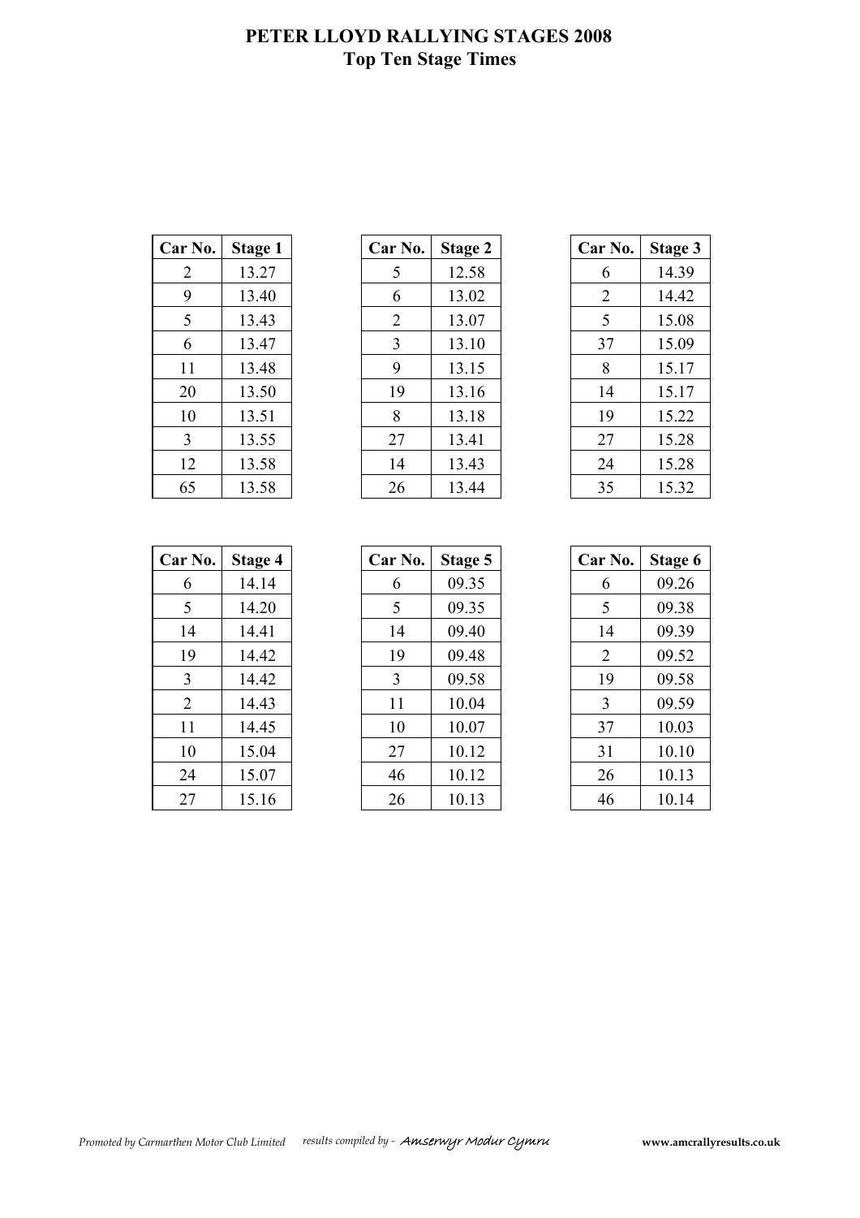# PETER LLOYD RALLYING STAGES 2008
## Top Ten Stage Times

| Car No. | Stage 1 |
|---|---|
| 2 | 13.27 |
| 9 | 13.40 |
| 5 | 13.43 |
| 6 | 13.47 |
| 11 | 13.48 |
| 20 | 13.50 |
| 10 | 13.51 |
| 3 | 13.55 |
| 12 | 13.58 |
| 65 | 13.58 |

| Car No. | Stage 2 |
|---|---|
| 5 | 12.58 |
| 6 | 13.02 |
| 2 | 13.07 |
| 3 | 13.10 |
| 9 | 13.15 |
| 19 | 13.16 |
| 8 | 13.18 |
| 27 | 13.41 |
| 14 | 13.43 |
| 26 | 13.44 |

| Car No. | Stage 3 |
|---|---|
| 6 | 14.39 |
| 2 | 14.42 |
| 5 | 15.08 |
| 37 | 15.09 |
| 8 | 15.17 |
| 14 | 15.17 |
| 19 | 15.22 |
| 27 | 15.28 |
| 24 | 15.28 |
| 35 | 15.32 |

| Car No. | Stage 4 |
|---|---|
| 6 | 14.14 |
| 5 | 14.20 |
| 14 | 14.41 |
| 19 | 14.42 |
| 3 | 14.42 |
| 2 | 14.43 |
| 11 | 14.45 |
| 10 | 15.04 |
| 24 | 15.07 |
| 27 | 15.16 |

| Car No. | Stage 5 |
|---|---|
| 6 | 09.35 |
| 5 | 09.35 |
| 14 | 09.40 |
| 19 | 09.48 |
| 3 | 09.58 |
| 11 | 10.04 |
| 10 | 10.07 |
| 27 | 10.12 |
| 46 | 10.12 |
| 26 | 10.13 |

| Car No. | Stage 6 |
|---|---|
| 6 | 09.26 |
| 5 | 09.38 |
| 14 | 09.39 |
| 2 | 09.52 |
| 19 | 09.58 |
| 3 | 09.59 |
| 37 | 10.03 |
| 31 | 10.10 |
| 26 | 10.13 |
| 46 | 10.14 |

*Promoted by Carmarthen Motor Club Limited* *results compiled by -* Amserwyr Modur Cymru **www.amcrallyresults.co.uk**